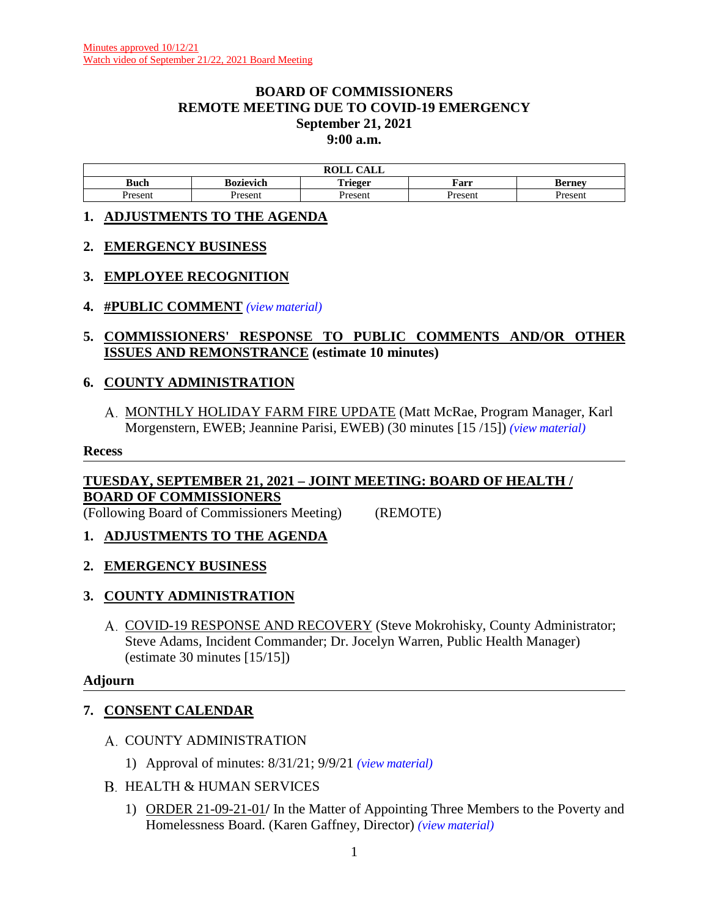Minutes approved 10/12/21
Watch video of September 21/22, 2021 Board Meeting

# BOARD OF COMMISSIONERS
# REMOTE MEETING DUE TO COVID-19 EMERGENCY
# September 21, 2021
# 9:00 a.m.

| ROLL CALL | | | | |
|---|---|---|---|---|
| **Buch** | **Bozievich** | **Trieger** | **Farr** | **Berney** |
| Present | Present | Present | Present | Present |

## 1. ADJUSTMENTS TO THE AGENDA

## 2. EMERGENCY BUSINESS

## 3. EMPLOYEE RECOGNITION

## 4. #PUBLIC COMMENT *(view material)*

## 5. COMMISSIONERS' RESPONSE TO PUBLIC COMMENTS AND/OR OTHER ISSUES AND REMONSTRANCE (estimate 10 minutes)

## 6. COUNTY ADMINISTRATION

A. MONTHLY HOLIDAY FARM FIRE UPDATE (Matt McRae, Program Manager, Karl Morgenstern, EWEB; Jeannine Parisi, EWEB) (30 minutes [15 /15]) *(view material)*

**Recess**

---

## TUESDAY, SEPTEMBER 21, 2021 – JOINT MEETING: BOARD OF HEALTH / BOARD OF COMMISSIONERS

(Following Board of Commissioners Meeting) (REMOTE)

## 1. ADJUSTMENTS TO THE AGENDA

## 2. EMERGENCY BUSINESS

## 3. COUNTY ADMINISTRATION

A. COVID-19 RESPONSE AND RECOVERY (Steve Mokrohisky, County Administrator; Steve Adams, Incident Commander; Dr. Jocelyn Warren, Public Health Manager) (estimate 30 minutes [15/15])

**Adjourn**

---

## 7. CONSENT CALENDAR

A. COUNTY ADMINISTRATION

1) Approval of minutes: 8/31/21; 9/9/21 *(view material)*

B. HEALTH & HUMAN SERVICES

1) ORDER 21-09-21-01**/** In the Matter of Appointing Three Members to the Poverty and Homelessness Board. (Karen Gaffney, Director) *(view material)*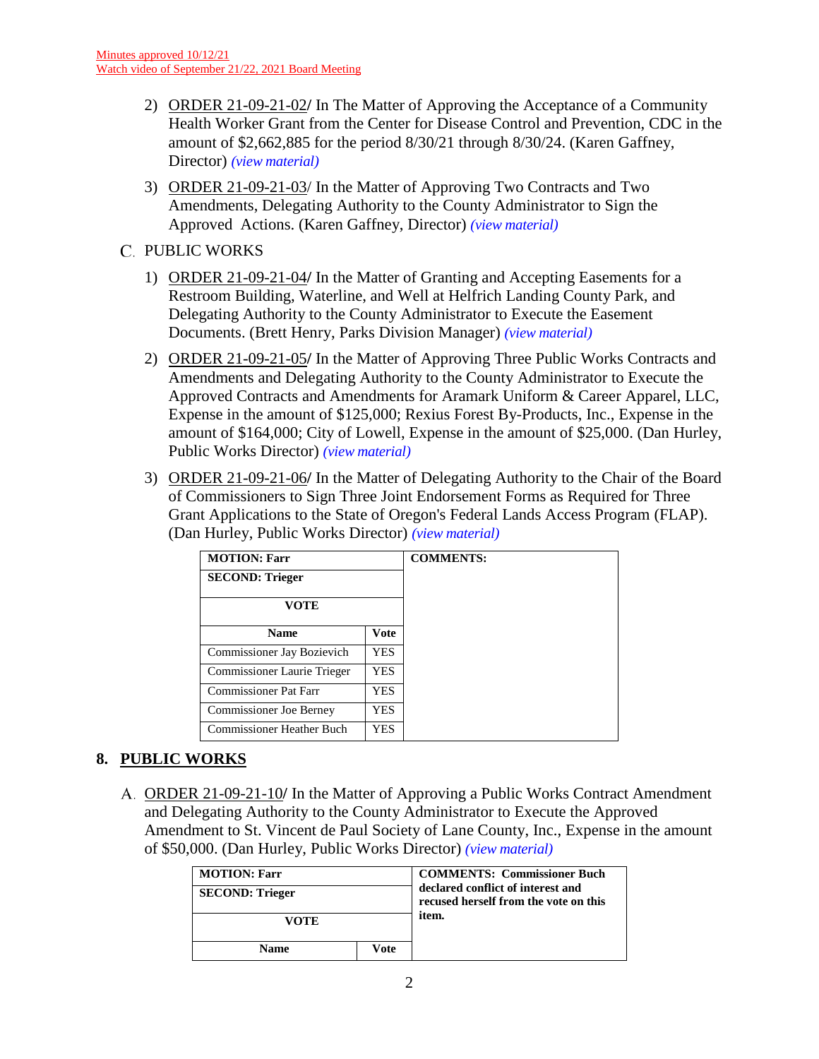Minutes approved 10/12/21
Watch video of September 21/22, 2021 Board Meeting

2) ORDER 21-09-21-02/ In The Matter of Approving the Acceptance of a Community Health Worker Grant from the Center for Disease Control and Prevention, CDC in the amount of $2,662,885 for the period 8/30/21 through 8/30/24. (Karen Gaffney, Director) *(view material)*

3) ORDER 21-09-21-03/ In the Matter of Approving Two Contracts and Two Amendments, Delegating Authority to the County Administrator to Sign the Approved Actions. (Karen Gaffney, Director) *(view material)*

C. PUBLIC WORKS

1) ORDER 21-09-21-04/ In the Matter of Granting and Accepting Easements for a Restroom Building, Waterline, and Well at Helfrich Landing County Park, and Delegating Authority to the County Administrator to Execute the Easement Documents. (Brett Henry, Parks Division Manager) *(view material)*

2) ORDER 21-09-21-05/ In the Matter of Approving Three Public Works Contracts and Amendments and Delegating Authority to the County Administrator to Execute the Approved Contracts and Amendments for Aramark Uniform & Career Apparel, LLC, Expense in the amount of $125,000; Rexius Forest By-Products, Inc., Expense in the amount of $164,000; City of Lowell, Expense in the amount of $25,000. (Dan Hurley, Public Works Director) *(view material)*

3) ORDER 21-09-21-06/ In the Matter of Delegating Authority to the Chair of the Board of Commissioners to Sign Three Joint Endorsement Forms as Required for Three Grant Applications to the State of Oregon's Federal Lands Access Program (FLAP). (Dan Hurley, Public Works Director) *(view material)*

| **MOTION: Farr** | | **COMMENTS:** |
|---|---|---|
| **SECOND: Trieger** | | |
| **VOTE** | | |
| **Name** | **Vote** | |
| Commissioner Jay Bozievich | YES | |
| Commissioner Laurie Trieger | YES | |
| Commissioner Pat Farr | YES | |
| Commissioner Joe Berney | YES | |
| Commissioner Heather Buch | YES | |

## 8. PUBLIC WORKS

A. ORDER 21-09-21-10/ In the Matter of Approving a Public Works Contract Amendment and Delegating Authority to the County Administrator to Execute the Approved Amendment to St. Vincent de Paul Society of Lane County, Inc., Expense in the amount of $50,000. (Dan Hurley, Public Works Director) *(view material)*

| **MOTION: Farr** | | **COMMENTS: Commissioner Buch declared conflict of interest and recused herself from the vote on this item.** |
|---|---|---|
| **SECOND: Trieger** | | |
| **VOTE** | | |
| **Name** | **Vote** | |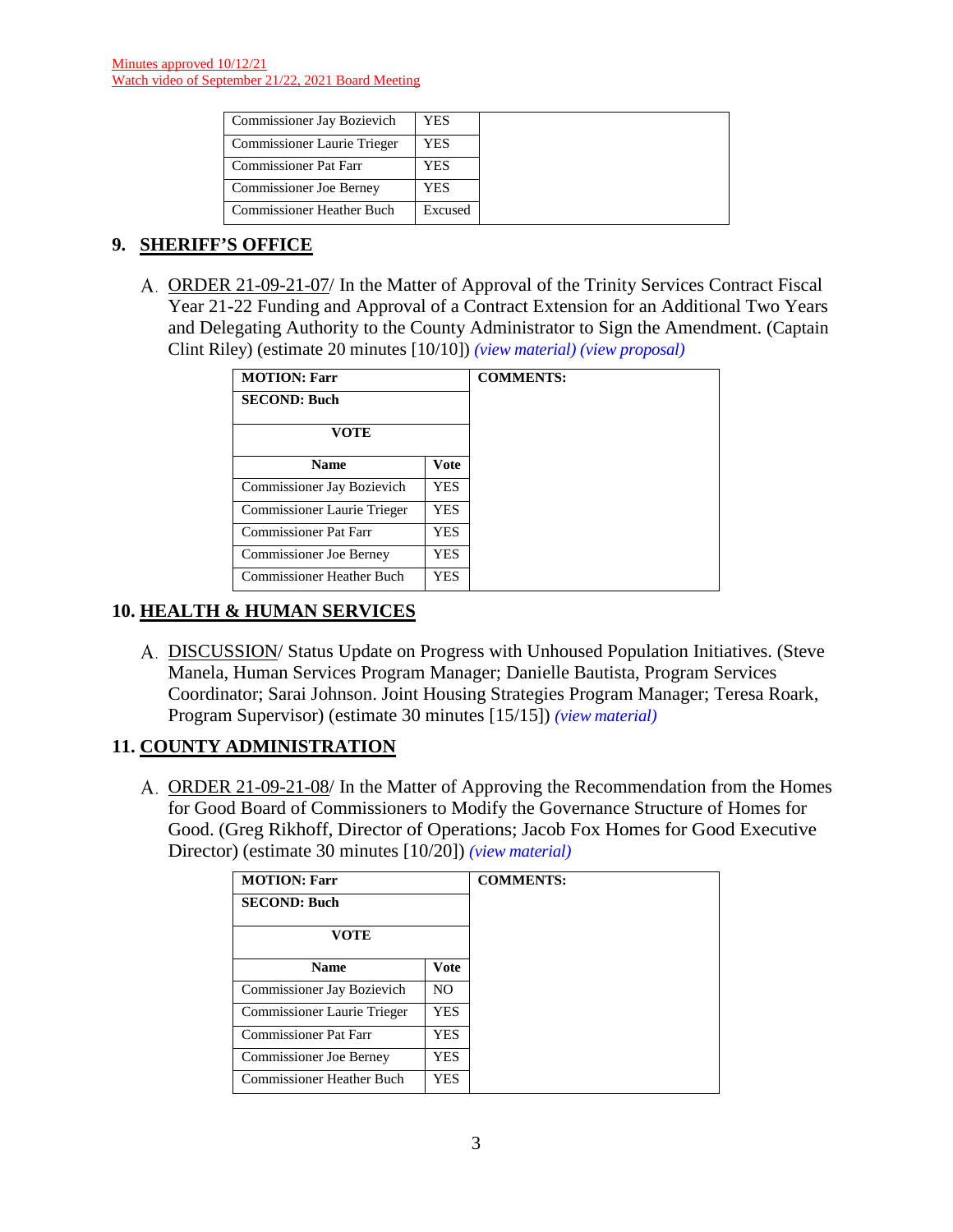Minutes approved 10/12/21
Watch video of September 21/22, 2021 Board Meeting

| | | |
|---|---|---|
| Commissioner Jay Bozievich | YES | |
| Commissioner Laurie Trieger | YES | |
| Commissioner Pat Farr | YES | |
| Commissioner Joe Berney | YES | |
| Commissioner Heather Buch | Excused | |

## 9. SHERIFF'S OFFICE

A. ORDER 21-09-21-07/ In the Matter of Approval of the Trinity Services Contract Fiscal Year 21-22 Funding and Approval of a Contract Extension for an Additional Two Years and Delegating Authority to the County Administrator to Sign the Amendment. (Captain Clint Riley) (estimate 20 minutes [10/10]) *(view material) (view proposal)*

| **MOTION: Farr** | | **COMMENTS:** |
|---|---|---|
| **SECOND: Buch** | | |
| **VOTE** | | |
| **Name** | **Vote** | |
| Commissioner Jay Bozievich | YES | |
| Commissioner Laurie Trieger | YES | |
| Commissioner Pat Farr | YES | |
| Commissioner Joe Berney | YES | |
| Commissioner Heather Buch | YES | |

## 10. HEALTH & HUMAN SERVICES

A. DISCUSSION/ Status Update on Progress with Unhoused Population Initiatives. (Steve Manela, Human Services Program Manager; Danielle Bautista, Program Services Coordinator; Sarai Johnson. Joint Housing Strategies Program Manager; Teresa Roark, Program Supervisor) (estimate 30 minutes [15/15]) *(view material)*

## 11. COUNTY ADMINISTRATION

A. ORDER 21-09-21-08/ In the Matter of Approving the Recommendation from the Homes for Good Board of Commissioners to Modify the Governance Structure of Homes for Good. (Greg Rikhoff, Director of Operations; Jacob Fox Homes for Good Executive Director) (estimate 30 minutes [10/20]) *(view material)*

| **MOTION: Farr** | | **COMMENTS:** |
|---|---|---|
| **SECOND: Buch** | | |
| **VOTE** | | |
| **Name** | **Vote** | |
| Commissioner Jay Bozievich | NO | |
| Commissioner Laurie Trieger | YES | |
| Commissioner Pat Farr | YES | |
| Commissioner Joe Berney | YES | |
| Commissioner Heather Buch | YES | |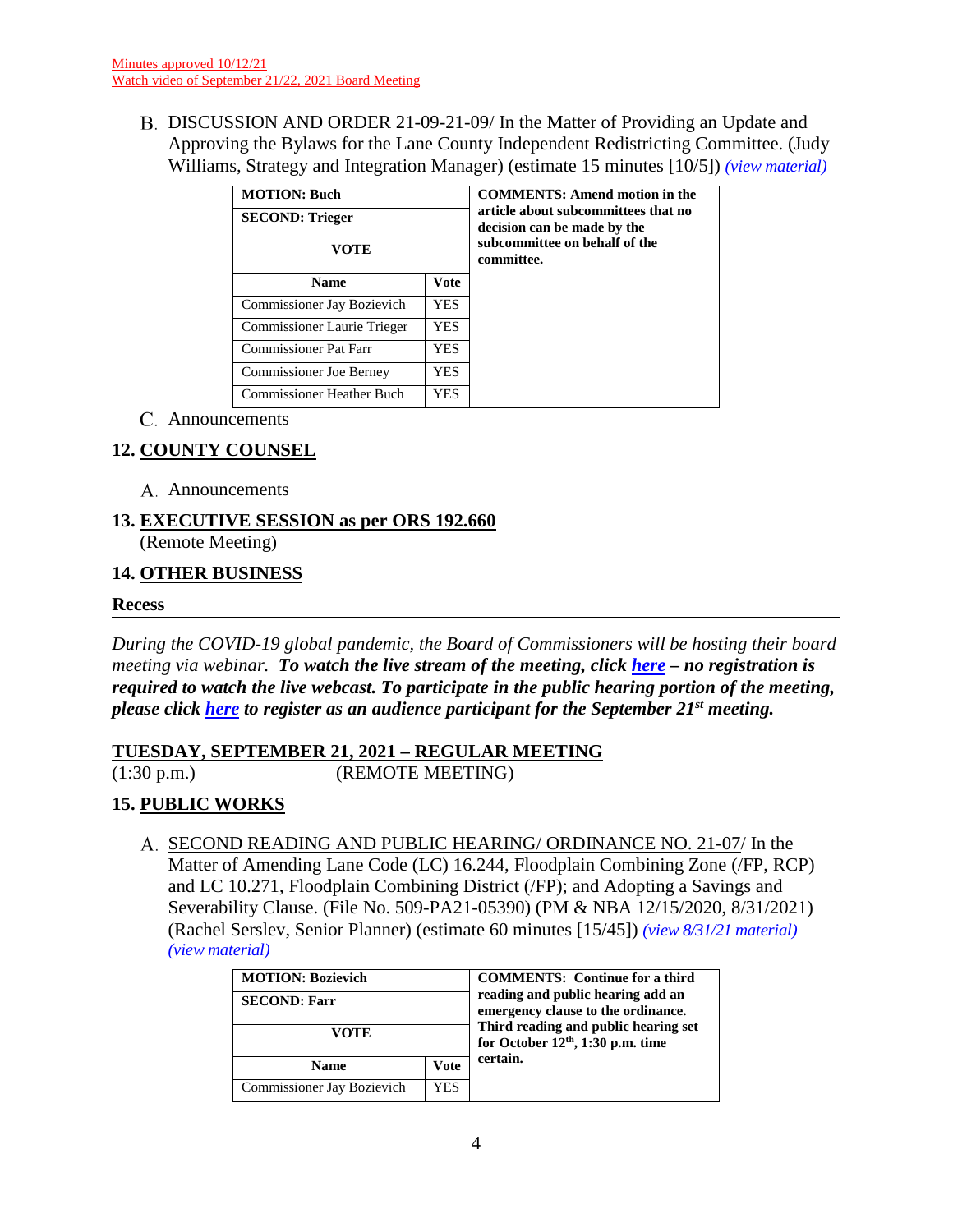Minutes approved 10/12/21
Watch video of September 21/22, 2021 Board Meeting

B. DISCUSSION AND ORDER 21-09-21-09/ In the Matter of Providing an Update and Approving the Bylaws for the Lane County Independent Redistricting Committee. (Judy Williams, Strategy and Integration Manager) (estimate 15 minutes [10/5]) *(view material)*

| MOTION: Buch | | COMMENTS: Amend motion in the article about subcommittees that no decision can be made by the subcommittee on behalf of the committee. |
|---|---|---|
| SECOND: Trieger | | |
| VOTE | | |
| Name | Vote | |
| Commissioner Jay Bozievich | YES | |
| Commissioner Laurie Trieger | YES | |
| Commissioner Pat Farr | YES | |
| Commissioner Joe Berney | YES | |
| Commissioner Heather Buch | YES | |

C. Announcements

## 12. COUNTY COUNSEL

A. Announcements

## 13. EXECUTIVE SESSION as per ORS 192.660

(Remote Meeting)

## 14. OTHER BUSINESS

### Recess

*During the COVID-19 global pandemic, the Board of Commissioners will be hosting their board meeting via webinar.* ***To watch the live stream of the meeting, click here – no registration is required to watch the live webcast. To participate in the public hearing portion of the meeting, please click here to register as an audience participant for the September 21st meeting.***

## TUESDAY, SEPTEMBER 21, 2021 – REGULAR MEETING

(1:30 p.m.) (REMOTE MEETING)

## 15. PUBLIC WORKS

A. SECOND READING AND PUBLIC HEARING/ ORDINANCE NO. 21-07/ In the Matter of Amending Lane Code (LC) 16.244, Floodplain Combining Zone (/FP, RCP) and LC 10.271, Floodplain Combining District (/FP); and Adopting a Savings and Severability Clause. (File No. 509-PA21-05390) (PM & NBA 12/15/2020, 8/31/2021) (Rachel Serslev, Senior Planner) (estimate 60 minutes [15/45]) *(view 8/31/21 material) (view material)*

| MOTION: Bozievich | | COMMENTS: Continue for a third reading and public hearing add an emergency clause to the ordinance. Third reading and public hearing set for October 12th, 1:30 p.m. time certain. |
|---|---|---|
| SECOND: Farr | | |
| VOTE | | |
| Name | Vote | |
| Commissioner Jay Bozievich | YES | |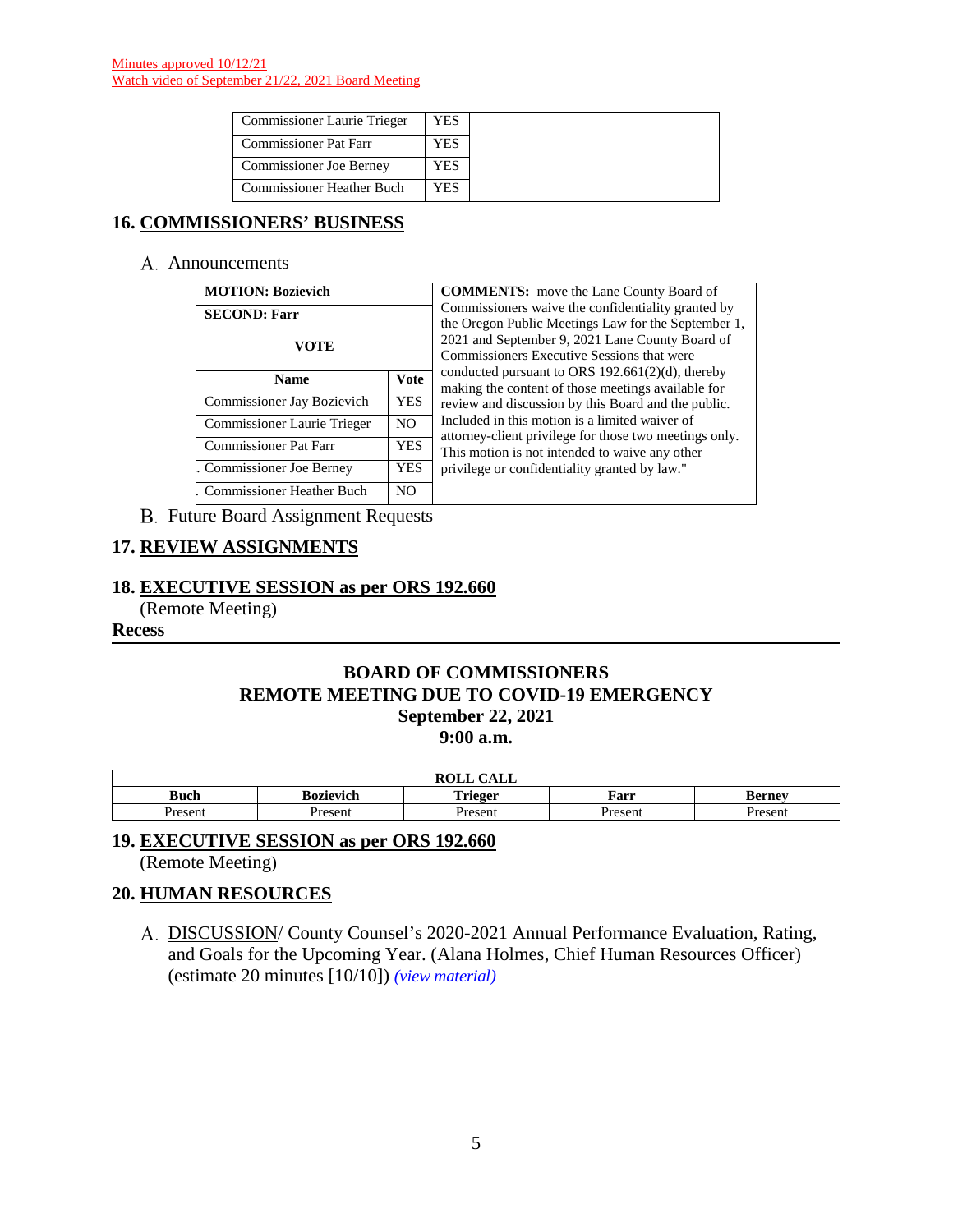Minutes approved 10/12/21
Watch video of September 21/22, 2021 Board Meeting

| | | |
|---|---|---|
| Commissioner Laurie Trieger | YES | |
| Commissioner Pat Farr | YES | |
| Commissioner Joe Berney | YES | |
| Commissioner Heather Buch | YES | |

## 16. COMMISSIONERS' BUSINESS

A. Announcements

| MOTION: Bozievich | | COMMENTS: move the Lane County Board of Commissioners waive the confidentiality granted by the Oregon Public Meetings Law for the September 1, 2021 and September 9, 2021 Lane County Board of Commissioners Executive Sessions that were conducted pursuant to ORS 192.661(2)(d), thereby making the content of those meetings available for review and discussion by this Board and the public. Included in this motion is a limited waiver of attorney-client privilege for those two meetings only. This motion is not intended to waive any other privilege or confidentiality granted by law." |
|---|---|---|
| **SECOND: Farr** | | |
| **VOTE** | | |
| **Name** | **Vote** | |
| Commissioner Jay Bozievich | YES | |
| Commissioner Laurie Trieger | NO | |
| Commissioner Pat Farr | YES | |
| Commissioner Joe Berney | YES | |
| Commissioner Heather Buch | NO | |

B. Future Board Assignment Requests

## 17. REVIEW ASSIGNMENTS

## 18. EXECUTIVE SESSION as per ORS 192.660

(Remote Meeting)

**Recess**

---

# BOARD OF COMMISSIONERS
# REMOTE MEETING DUE TO COVID-19 EMERGENCY
# September 22, 2021
# 9:00 a.m.

| ROLL CALL | | | | |
|---|---|---|---|---|
| **Buch** | **Bozievich** | **Trieger** | **Farr** | **Berney** |
| Present | Present | Present | Present | Present |

## 19. EXECUTIVE SESSION as per ORS 192.660

(Remote Meeting)

## 20. HUMAN RESOURCES

A. DISCUSSION/ County Counsel's 2020-2021 Annual Performance Evaluation, Rating, and Goals for the Upcoming Year. (Alana Holmes, Chief Human Resources Officer) (estimate 20 minutes [10/10]) *(view material)*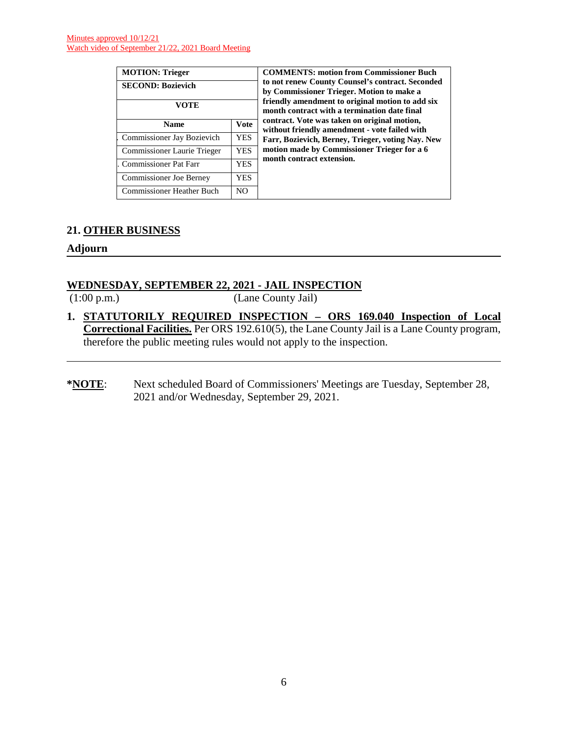Minutes approved 10/12/21
Watch video of September 21/22, 2021 Board Meeting

| | | |
|---|---|---|
| **MOTION: Trieger** | | **COMMENTS: motion from Commissioner Buch to not renew County Counsel's contract. Seconded by Commissioner Trieger. Motion to make a friendly amendment to original motion to add six month contract with a termination date final contract. Vote was taken on original motion, without friendly amendment - vote failed with Farr, Bozievich, Berney, Trieger, voting Nay. New motion made by Commissioner Trieger for a 6 month contract extension.** |
| **SECOND: Bozievich** | | |
| **VOTE** | | |
| **Name** | **Vote** | |
| Commissioner Jay Bozievich | YES | |
| Commissioner Laurie Trieger | YES | |
| Commissioner Pat Farr | YES | |
| Commissioner Joe Berney | YES | |
| Commissioner Heather Buch | NO | |

## 21. OTHER BUSINESS

**Adjourn**

---

## WEDNESDAY, SEPTEMBER 22, 2021 - JAIL INSPECTION

(1:00 p.m.) (Lane County Jail)

1. **STATUTORILY REQUIRED INSPECTION – ORS 169.040 Inspection of Local Correctional Facilities.** Per ORS 192.610(5), the Lane County Jail is a Lane County program, therefore the public meeting rules would not apply to the inspection.

---

***NOTE**: Next scheduled Board of Commissioners' Meetings are Tuesday, September 28, 2021 and/or Wednesday, September 29, 2021.